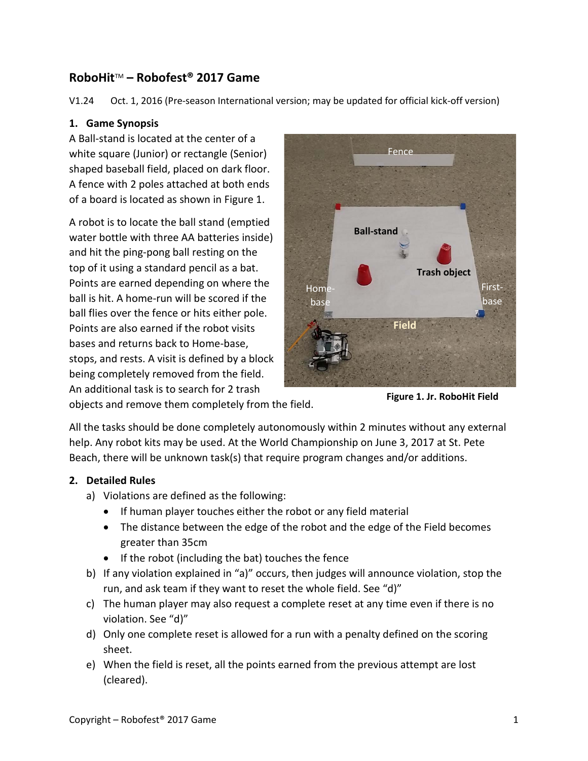# RoboHit™ – Robofest® 2017 Game

V1.24 Oct. 1, 2016 (Pre-season International version; may be updated for official kick-off version)

## 1. Game Synopsis

A Ball-stand is located at the center of a white square (Junior) or rectangle (Senior) shaped baseball field, placed on dark floor. A fence with 2 poles attached at both ends of a board is located as shown in Figure 1.

A robot is to locate the ball stand (emptied water bottle with three AA batteries inside) and hit the ping-pong ball resting on the top of it using a standard pencil as a bat. Points are earned depending on where the ball is hit. A home-run will be scored if the ball flies over the fence or hits either pole. Points are also earned if the robot visits bases and returns back to Home-base, stops, and rests. A visit is defined by a block being completely removed from the field. An additional task is to search for 2 trash objects and remove them completely from the field.

**Figure 1. Jr. RoboHit Field**

All the tasks should be done completely autonomously within 2 minutes without any external help. Any robot kits may be used. At the World Championship on June 3, 2017 at St. Pete Beach, there will be unknown task(s) that require program changes and/or additions.

## 2. Detailed Rules

a) Violations are defined as the following:
   - If human player touches either the robot or any field material
   - The distance between the edge of the robot and the edge of the Field becomes greater than 35cm
   - If the robot (including the bat) touches the fence

b) If any violation explained in "a)" occurs, then judges will announce violation, stop the run, and ask team if they want to reset the whole field. See "d)"

c) The human player may also request a complete reset at any time even if there is no violation. See "d)"

d) Only one complete reset is allowed for a run with a penalty defined on the scoring sheet.

e) When the field is reset, all the points earned from the previous attempt are lost (cleared).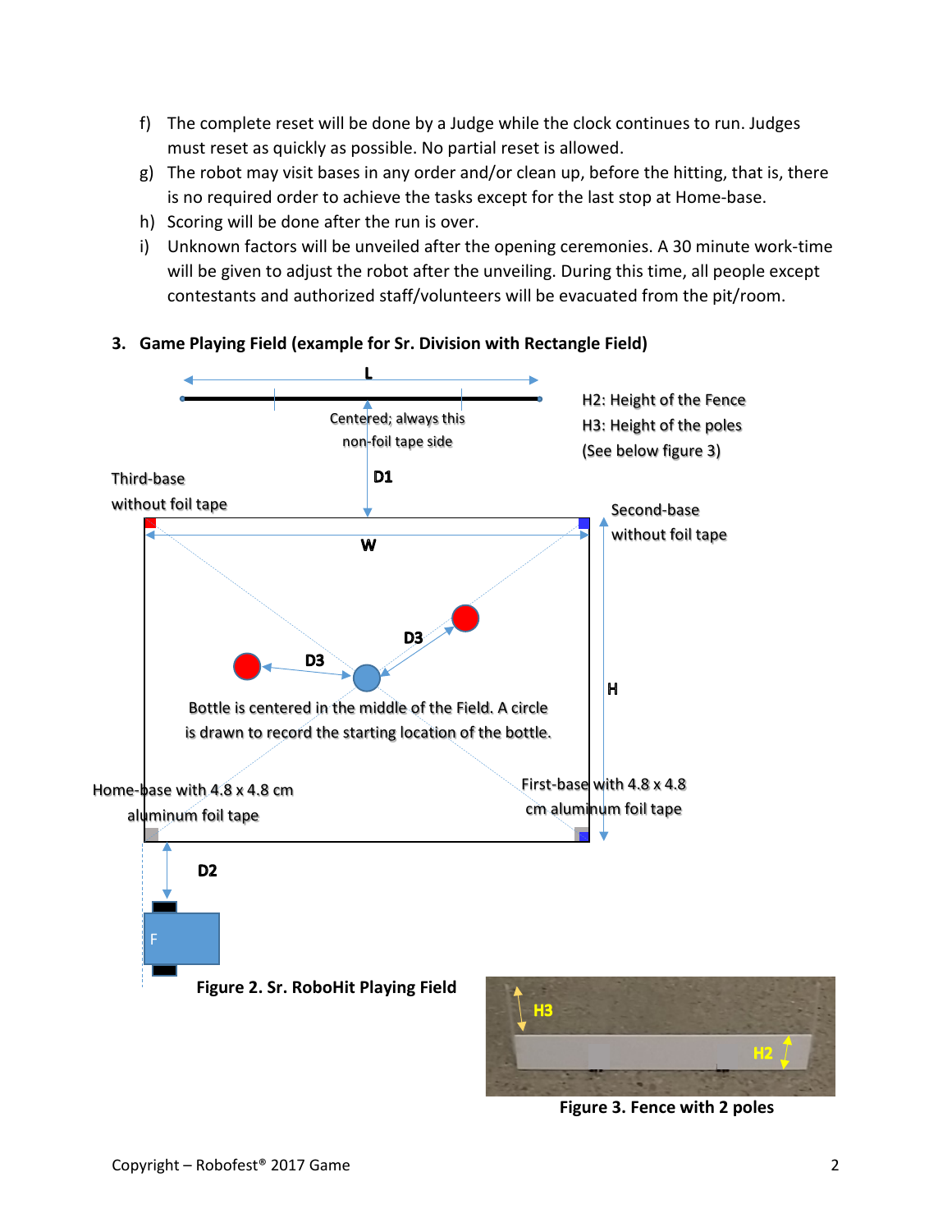f) The complete reset will be done by a Judge while the clock continues to run. Judges must reset as quickly as possible. No partial reset is allowed.

g) The robot may visit bases in any order and/or clean up, before the hitting, that is, there is no required order to achieve the tasks except for the last stop at Home-base.

h) Scoring will be done after the run is over.

i) Unknown factors will be unveiled after the opening ceremonies. A 30 minute work-time will be given to adjust the robot after the unveiling. During this time, all people except contestants and authorized staff/volunteers will be evacuated from the pit/room.

### 3. Game Playing Field (example for Sr. Division with Rectangle Field)

L

Centered; always this non-foil tape side

D1

H2: Height of the Fence

H3: Height of the poles

(See below figure 3)

Third-base without foil tape

Second-base without foil tape

W

D3

D3

H

Bottle is centered in the middle of the Field. A circle is drawn to record the starting location of the bottle.

Home-base with 4.8 x 4.8 cm aluminum foil tape

First-base with 4.8 x 4.8 cm aluminum foil tape

D2

F

**Figure 2. Sr. RoboHit Playing Field**

H3

H2

**Figure 3. Fence with 2 poles**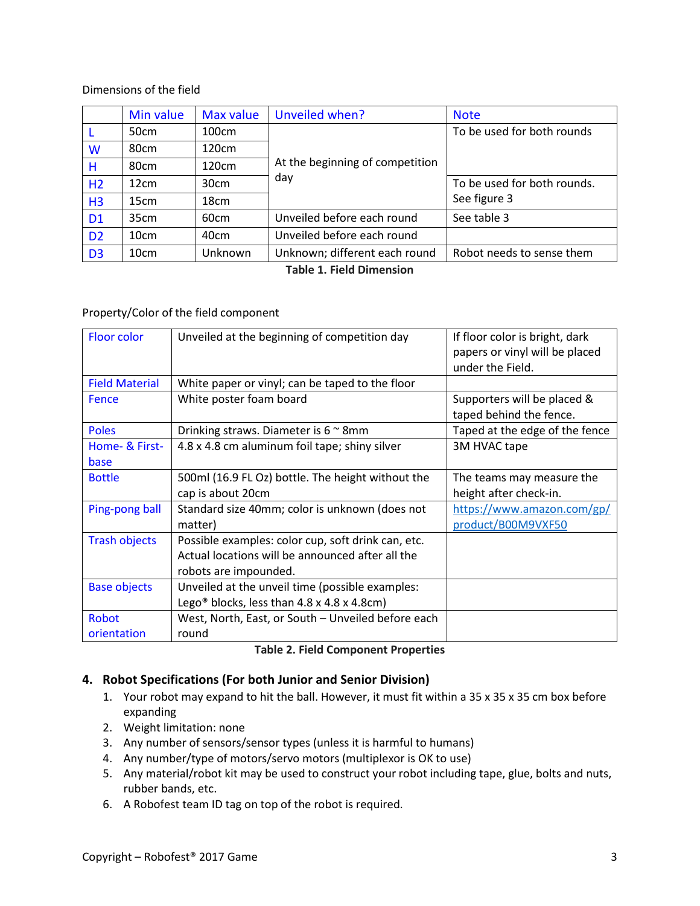Dimensions of the field

| | Min value | Max value | Unveiled when? | Note |
|---|---|---|---|---|
| L | 50cm | 100cm | At the beginning of competition day | To be used for both rounds |
| W | 80cm | 120cm | | |
| H | 80cm | 120cm | | |
| H2 | 12cm | 30cm | | To be used for both rounds. See figure 3 |
| H3 | 15cm | 18cm | | |
| D1 | 35cm | 60cm | Unveiled before each round | See table 3 |
| D2 | 10cm | 40cm | Unveiled before each round | |
| D3 | 10cm | Unknown | Unknown; different each round | Robot needs to sense them |

**Table 1. Field Dimension**

Property/Color of the field component

| | | |
|---|---|---|
| Floor color | Unveiled at the beginning of competition day | If floor color is bright, dark papers or vinyl will be placed under the Field. |
| Field Material | White paper or vinyl; can be taped to the floor | |
| Fence | White poster foam board | Supporters will be placed & taped behind the fence. |
| Poles | Drinking straws. Diameter is 6 ~ 8mm | Taped at the edge of the fence |
| Home- & First-base | 4.8 x 4.8 cm aluminum foil tape; shiny silver | 3M HVAC tape |
| Bottle | 500ml (16.9 FL Oz) bottle. The height without the cap is about 20cm | The teams may measure the height after check-in. |
| Ping-pong ball | Standard size 40mm; color is unknown (does not matter) | https://www.amazon.com/gp/product/B00M9VXF50 |
| Trash objects | Possible examples: color cup, soft drink can, etc. Actual locations will be announced after all the robots are impounded. | |
| Base objects | Unveiled at the unveil time (possible examples: Lego® blocks, less than 4.8 x 4.8 x 4.8cm) | |
| Robot orientation | West, North, East, or South – Unveiled before each round | |

**Table 2. Field Component Properties**

## 4. Robot Specifications (For both Junior and Senior Division)

1. Your robot may expand to hit the ball. However, it must fit within a 35 x 35 x 35 cm box before expanding
2. Weight limitation: none
3. Any number of sensors/sensor types (unless it is harmful to humans)
4. Any number/type of motors/servo motors (multiplexor is OK to use)
5. Any material/robot kit may be used to construct your robot including tape, glue, bolts and nuts, rubber bands, etc.
6. A Robofest team ID tag on top of the robot is required.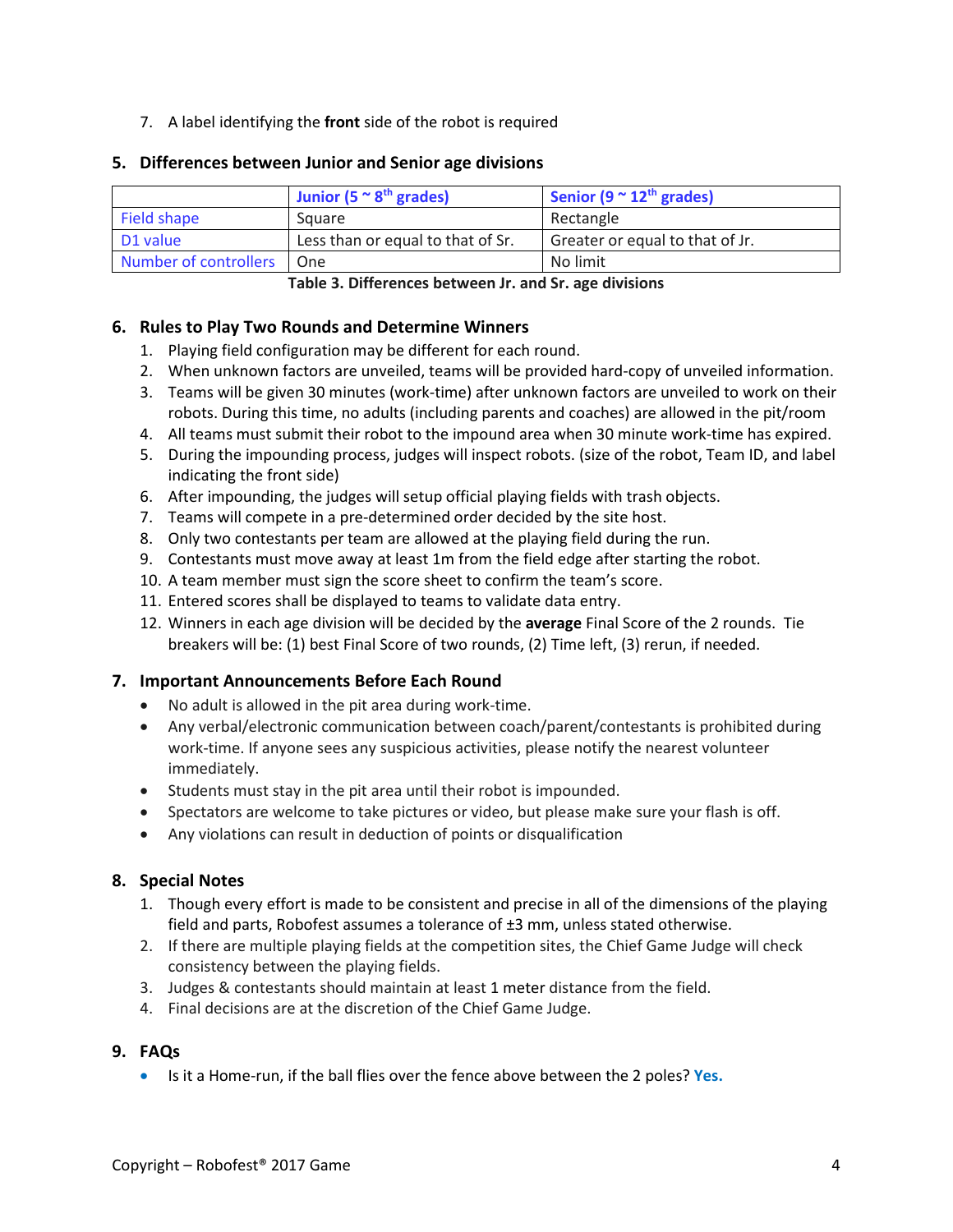7. A label identifying the **front** side of the robot is required

## 5. Differences between Junior and Senior age divisions

| | Junior (5 ~ 8th grades) | Senior (9 ~ 12th grades) |
|---|---|---|
| Field shape | Square | Rectangle |
| D1 value | Less than or equal to that of Sr. | Greater or equal to that of Jr. |
| Number of controllers | One | No limit |

**Table 3. Differences between Jr. and Sr. age divisions**

## 6. Rules to Play Two Rounds and Determine Winners

1. Playing field configuration may be different for each round.
2. When unknown factors are unveiled, teams will be provided hard-copy of unveiled information.
3. Teams will be given 30 minutes (work-time) after unknown factors are unveiled to work on their robots. During this time, no adults (including parents and coaches) are allowed in the pit/room
4. All teams must submit their robot to the impound area when 30 minute work-time has expired.
5. During the impounding process, judges will inspect robots. (size of the robot, Team ID, and label indicating the front side)
6. After impounding, the judges will setup official playing fields with trash objects.
7. Teams will compete in a pre-determined order decided by the site host.
8. Only two contestants per team are allowed at the playing field during the run.
9. Contestants must move away at least 1m from the field edge after starting the robot.
10. A team member must sign the score sheet to confirm the team's score.
11. Entered scores shall be displayed to teams to validate data entry.
12. Winners in each age division will be decided by the **average** Final Score of the 2 rounds. Tie breakers will be: (1) best Final Score of two rounds, (2) Time left, (3) rerun, if needed.

## 7. Important Announcements Before Each Round

- No adult is allowed in the pit area during work-time.
- Any verbal/electronic communication between coach/parent/contestants is prohibited during work-time. If anyone sees any suspicious activities, please notify the nearest volunteer immediately.
- Students must stay in the pit area until their robot is impounded.
- Spectators are welcome to take pictures or video, but please make sure your flash is off.
- Any violations can result in deduction of points or disqualification

## 8. Special Notes

1. Though every effort is made to be consistent and precise in all of the dimensions of the playing field and parts, Robofest assumes a tolerance of ±3 mm, unless stated otherwise.
2. If there are multiple playing fields at the competition sites, the Chief Game Judge will check consistency between the playing fields.
3. Judges & contestants should maintain at least 1 meter distance from the field.
4. Final decisions are at the discretion of the Chief Game Judge.

## 9. FAQs

- Is it a Home-run, if the ball flies over the fence above between the 2 poles? **Yes.**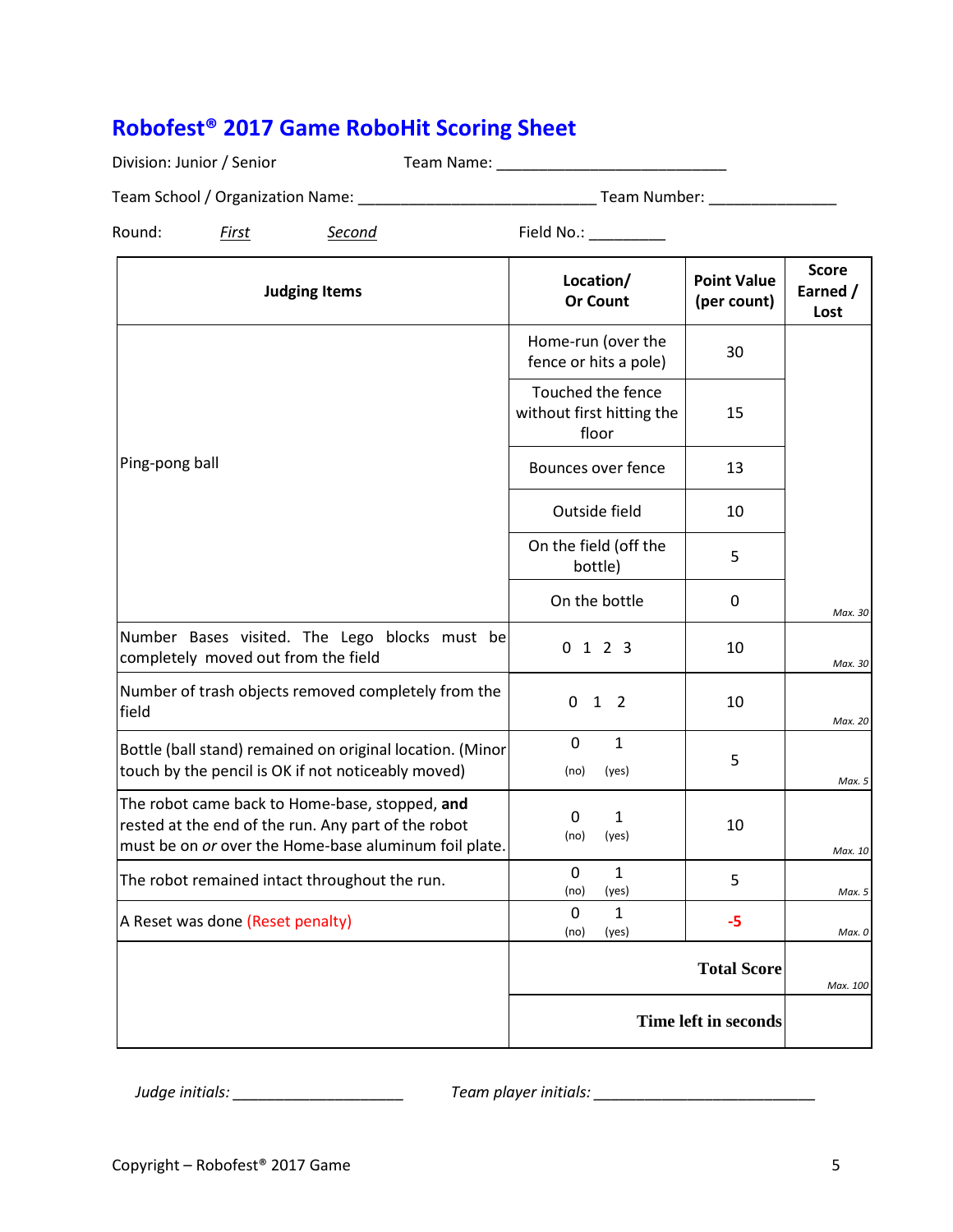# Robofest® 2017 Game RoboHit Scoring Sheet

Division: Junior / Senior Team Name: ___________________________

Team School / Organization Name: ____________________________ Team Number: _______________

Round: *First* *Second* Field No.: _________

| Judging Items | Location/ Or Count | Point Value (per count) | Score Earned / Lost |
|---|---|---|---|
| Ping-pong ball | Home-run (over the fence or hits a pole) | 30 | |
| | Touched the fence without first hitting the floor | 15 | |
| | Bounces over fence | 13 | |
| | Outside field | 10 | |
| | On the field (off the bottle) | 5 | |
| | On the bottle | 0 | *Max. 30* |
| Number Bases visited. The Lego blocks must be completely moved out from the field | 0 1 2 3 | 10 | *Max. 30* |
| Number of trash objects removed completely from the field | 0 1 2 | 10 | *Max. 20* |
| Bottle (ball stand) remained on original location. (Minor touch by the pencil is OK if not noticeably moved) | 0 (no) 1 (yes) | 5 | *Max. 5* |
| The robot came back to Home-base, stopped, **and** rested at the end of the run. Any part of the robot must be on *or* over the Home-base aluminum foil plate. | 0 (no) 1 (yes) | 10 | *Max. 10* |
| The robot remained intact throughout the run. | 0 (no) 1 (yes) | 5 | *Max. 5* |
| A Reset was done (Reset penalty) | 0 (no) 1 (yes) | -5 | *Max. 0* |
| | **Total Score** | | *Max. 100* |
| | **Time left in seconds** | | |

*Judge initials:* ____________________ *Team player initials:* _________________________

Copyright – Robofest® 2017 Game